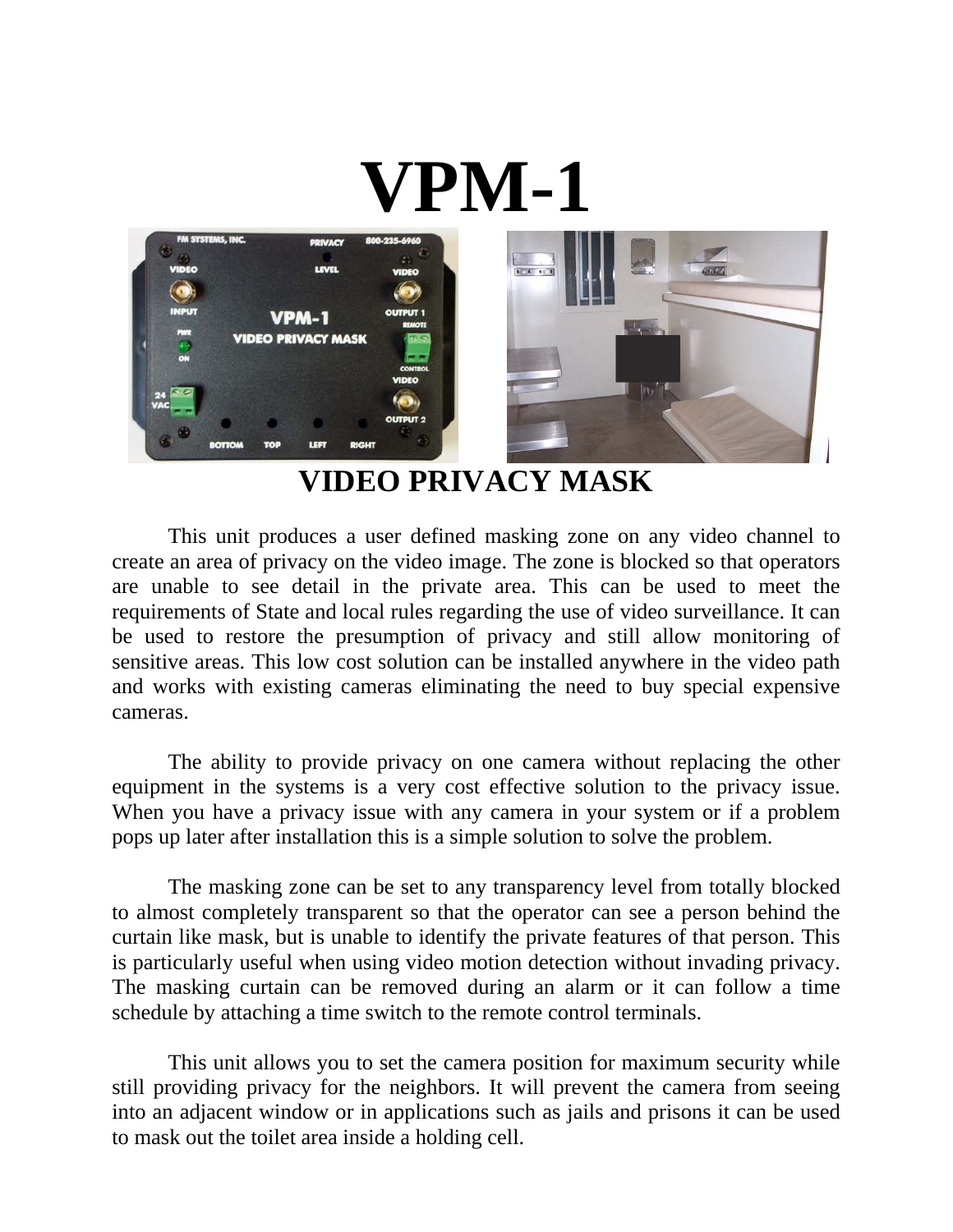# VPM-1

## VIDEO PRIVACY MASK

This unit produces a user defined masking zone on any video channel to create an area of privacy on the video image. The zone is blocked so that operators are unable to see detail in the private area. This can be used to meet the requirements of State and local rules regarding the use of video surveillance. It can be used to restore the presumption of privacy and still allow monitoring of sensitive areas. This low cost solution can be installed anywhere in the video path and works with existing cameras eliminating the need to buy special expensive cameras.

The ability to provide privacy on one camera without replacing the other equipment in the systems is a very cost effective solution to the privacy issue. When you have a privacy issue with any camera in your system or if a problem pops up later after installation this is a simple solution to solve the problem.

The masking zone can be set to any transparency level from totally blocked to almost completely transparent so that the operator can see a person behind the curtain like mask, but is unable to identify the private features of that person. This is particularly useful when using video motion detection without invading privacy. The masking curtain can be removed during an alarm or it can follow a time schedule by attaching a time switch to the remote control terminals.

This unit allows you to set the camera position for maximum security while still providing privacy for the neighbors. It will prevent the camera from seeing into an adjacent window or in applications such as jails and prisons it can be used to mask out the toilet area inside a holding cell.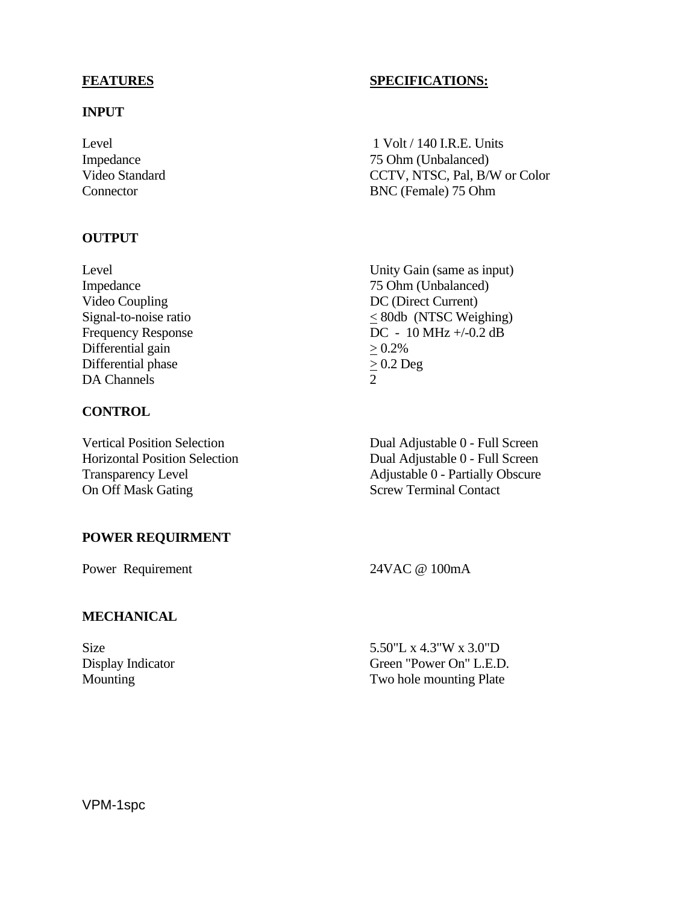| **FEATURES** | **SPECIFICATIONS:** |
|---|---|
| **INPUT** | |
| Level | 1 Volt / 140 I.R.E. Units |
| Impedance | 75 Ohm (Unbalanced) |
| Video Standard | CCTV, NTSC, Pal, B/W or Color |
| Connector | BNC (Female) 75 Ohm |
| **OUTPUT** | |
| Level | Unity Gain (same as input) |
| Impedance | 75 Ohm (Unbalanced) |
| Video Coupling | DC (Direct Current) |
| Signal-to-noise ratio | $\leq$ 80db (NTSC Weighing) |
| Frequency Response | DC - 10 MHz +/-0.2 dB |
| Differential gain | $\geq$ 0.2% |
| Differential phase | $\geq$ 0.2 Deg |
| DA Channels | 2 |
| **CONTROL** | |
| Vertical Position Selection | Dual Adjustable 0 - Full Screen |
| Horizontal Position Selection | Dual Adjustable 0 - Full Screen |
| Transparency Level | Adjustable 0 - Partially Obscure |
| On Off Mask Gating | Screw Terminal Contact |
| **POWER REQUIRMENT** | |
| Power Requirement | 24VAC @ 100mA |
| **MECHANICAL** | |
| Size | 5.50"L x 4.3"W x 3.0"D |
| Display Indicator | Green "Power On" L.E.D. |
| Mounting | Two hole mounting Plate |

VPM-1spc